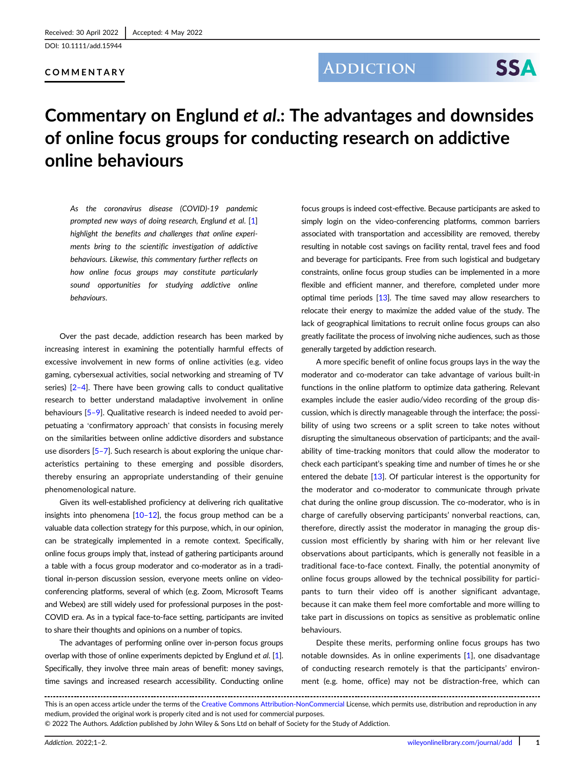Received: 30 April 2022 | Accepted: 4 May 2022

DOI: 10.1111/add.15944

**COMMENTARY**

# Commentary on Englund *et al*.: The advantages and downsides of online focus groups for conducting research on addictive online behaviours

*As the coronavirus disease (COVID)-19 pandemic prompted new ways of doing research, Englund et al. [1] highlight the benefits and challenges that online experiments bring to the scientific investigation of addictive behaviours. Likewise, this commentary further reflects on how online focus groups may constitute particularly sound opportunities for studying addictive online behaviours.*

Over the past decade, addiction research has been marked by increasing interest in examining the potentially harmful effects of excessive involvement in new forms of online activities (e.g. video gaming, cybersexual activities, social networking and streaming of TV series) [2–4]. There have been growing calls to conduct qualitative research to better understand maladaptive involvement in online behaviours [5–9]. Qualitative research is indeed needed to avoid perpetuating a 'confirmatory approach' that consists in focusing merely on the similarities between online addictive disorders and substance use disorders [5–7]. Such research is about exploring the unique characteristics pertaining to these emerging and possible disorders, thereby ensuring an appropriate understanding of their genuine phenomenological nature.

Given its well-established proficiency at delivering rich qualitative insights into phenomena [10–12], the focus group method can be a valuable data collection strategy for this purpose, which, in our opinion, can be strategically implemented in a remote context. Specifically, online focus groups imply that, instead of gathering participants around a table with a focus group moderator and co-moderator as in a traditional in-person discussion session, everyone meets online on video-conferencing platforms, several of which (e.g. Zoom, Microsoft Teams and Webex) are still widely used for professional purposes in the post-COVID era. As in a typical face-to-face setting, participants are invited to share their thoughts and opinions on a number of topics.

The advantages of performing online over in-person focus groups overlap with those of online experiments depicted by Englund *et al*. [1]. Specifically, they involve three main areas of benefit: money savings, time savings and increased research accessibility. Conducting online focus groups is indeed cost-effective. Because participants are asked to simply login on the video-conferencing platforms, common barriers associated with transportation and accessibility are removed, thereby resulting in notable cost savings on facility rental, travel fees and food and beverage for participants. Free from such logistical and budgetary constraints, online focus group studies can be implemented in a more flexible and efficient manner, and therefore, completed under more optimal time periods [13]. The time saved may allow researchers to relocate their energy to maximize the added value of the study. The lack of geographical limitations to recruit online focus groups can also greatly facilitate the process of involving niche audiences, such as those generally targeted by addiction research.

A more specific benefit of online focus groups lays in the way the moderator and co-moderator can take advantage of various built-in functions in the online platform to optimize data gathering. Relevant examples include the easier audio/video recording of the group discussion, which is directly manageable through the interface; the possibility of using two screens or a split screen to take notes without disrupting the simultaneous observation of participants; and the availability of time-tracking monitors that could allow the moderator to check each participant's speaking time and number of times he or she entered the debate [13]. Of particular interest is the opportunity for the moderator and co-moderator to communicate through private chat during the online group discussion. The co-moderator, who is in charge of carefully observing participants' nonverbal reactions, can, therefore, directly assist the moderator in managing the group discussion most efficiently by sharing with him or her relevant live observations about participants, which is generally not feasible in a traditional face-to-face context. Finally, the potential anonymity of online focus groups allowed by the technical possibility for participants to turn their video off is another significant advantage, because it can make them feel more comfortable and more willing to take part in discussions on topics as sensitive as problematic online behaviours.

Despite these merits, performing online focus groups has two notable downsides. As in online experiments [1], one disadvantage of conducting research remotely is that the participants' environment (e.g. home, office) may not be distraction-free, which can

This is an open access article under the terms of the Creative Commons Attribution-NonCommercial License, which permits use, distribution and reproduction in any medium, provided the original work is properly cited and is not used for commercial purposes.

© 2022 The Authors. *Addiction* published by John Wiley & Sons Ltd on behalf of Society for the Study of Addiction.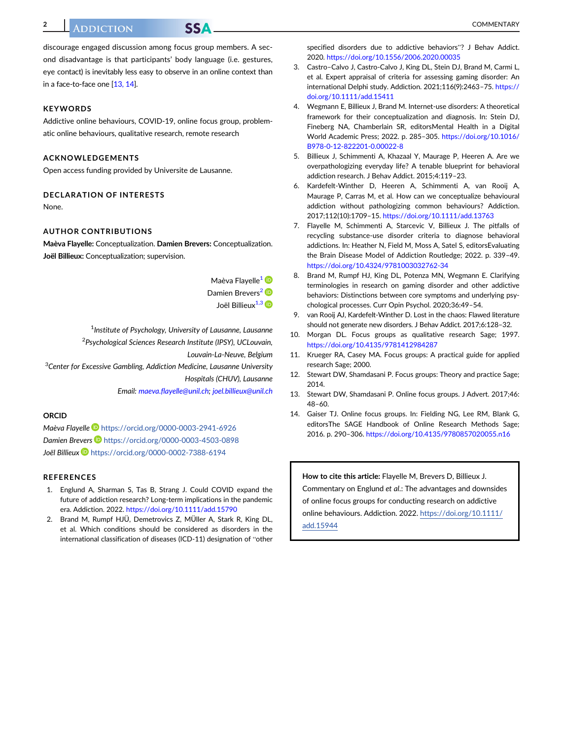discourage engaged discussion among focus group members. A second disadvantage is that participants' body language (i.e. gestures, eye contact) is inevitably less easy to observe in an online context than in a face-to-face one [13, 14].

## KEYWORDS

Addictive online behaviours, COVID-19, online focus group, problematic online behaviours, qualitative research, remote research

## ACKNOWLEDGEMENTS

Open access funding provided by Universite de Lausanne.

## DECLARATION OF INTERESTS

None.

## AUTHOR CONTRIBUTIONS

**Maèva Flayelle:** Conceptualization. **Damien Brevers:** Conceptualization. **Joël Billieux:** Conceptualization; supervision.

Maèva Flayelle[1]
Damien Brevers[2]
Joël Billieux[1,3]

[1]*Institute of Psychology, University of Lausanne, Lausanne*
[2]*Psychological Sciences Research Institute (IPSY), UCLouvain, Louvain-La-Neuve, Belgium*
[3]*Center for Excessive Gambling, Addiction Medicine, Lausanne University Hospitals (CHUV), Lausanne*
*Email: maeva.flayelle@unil.ch; joel.billieux@unil.ch*

## ORCID

*Maèva Flayelle* https://orcid.org/0000-0003-2941-6926
*Damien Brevers* https://orcid.org/0000-0003-4503-0898
*Joël Billieux* https://orcid.org/0000-0002-7388-6194

## REFERENCES

1. Englund A, Sharman S, Tas B, Strang J. Could COVID expand the future of addiction research? Long-term implications in the pandemic era. Addiction. 2022. https://doi.org/10.1111/add.15790
2. Brand M, Rumpf HJÜ, Demetrovics Z, MÜller A, Stark R, King DL, et al. Which conditions should be considered as disorders in the international classification of diseases (ICD-11) designation of "other specified disorders due to addictive behaviors"? J Behav Addict. 2020. https://doi.org/10.1556/2006.2020.00035
3. Castro-Calvo J, Castro-Calvo J, King DL, Stein DJ, Brand M, Carmi L, et al. Expert appraisal of criteria for assessing gaming disorder: An international Delphi study. Addiction. 2021;116(9):2463–75. https://doi.org/10.1111/add.15411
4. Wegmann E, Billieux J, Brand M. Internet-use disorders: A theoretical framework for their conceptualization and diagnosis. In: Stein DJ, Fineberg NA, Chamberlain SR, editorsMental Health in a Digital World Academic Press; 2022. p. 285–305. https://doi.org/10.1016/B978-0-12-822201-0.00022-8
5. Billieux J, Schimmenti A, Khazaal Y, Maurage P, Heeren A. Are we overpathologizing everyday life? A tenable blueprint for behavioral addiction research. J Behav Addict. 2015;4:119–23.
6. Kardefelt-Winther D, Heeren A, Schimmenti A, van Rooij A, Maurage P, Carras M, et al. How can we conceptualize behavioural addiction without pathologizing common behaviours? Addiction. 2017;112(10):1709–15. https://doi.org/10.1111/add.13763
7. Flayelle M, Schimmenti A, Starcevic V, Billieux J. The pitfalls of recycling substance-use disorder criteria to diagnose behavioral addictions. In: Heather N, Field M, Moss A, Satel S, editorsEvaluating the Brain Disease Model of Addiction Routledge; 2022. p. 339–49. https://doi.org/10.4324/9781003032762-34
8. Brand M, Rumpf HJ, King DL, Potenza MN, Wegmann E. Clarifying terminologies in research on gaming disorder and other addictive behaviors: Distinctions between core symptoms and underlying psychological processes. Curr Opin Psychol. 2020;36:49–54.
9. van Rooij AJ, Kardefelt-Winther D. Lost in the chaos: Flawed literature should not generate new disorders. J Behav Addict. 2017;6:128–32.
10. Morgan DL. Focus groups as qualitative research Sage; 1997. https://doi.org/10.4135/9781412984287
11. Krueger RA, Casey MA. Focus groups: A practical guide for applied research Sage; 2000.
12. Stewart DW, Shamdasani P. Focus groups: Theory and practice Sage; 2014.
13. Stewart DW, Shamdasani P. Online focus groups. J Advert. 2017;46:48–60.
14. Gaiser TJ. Online focus groups. In: Fielding NG, Lee RM, Blank G, editorsThe SAGE Handbook of Online Research Methods Sage; 2016. p. 290–306. https://doi.org/10.4135/9780857020055.n16

**How to cite this article:** Flayelle M, Brevers D, Billieux J. Commentary on Englund *et al.*: The advantages and downsides of online focus groups for conducting research on addictive online behaviours. Addiction. 2022. https://doi.org/10.1111/add.15944